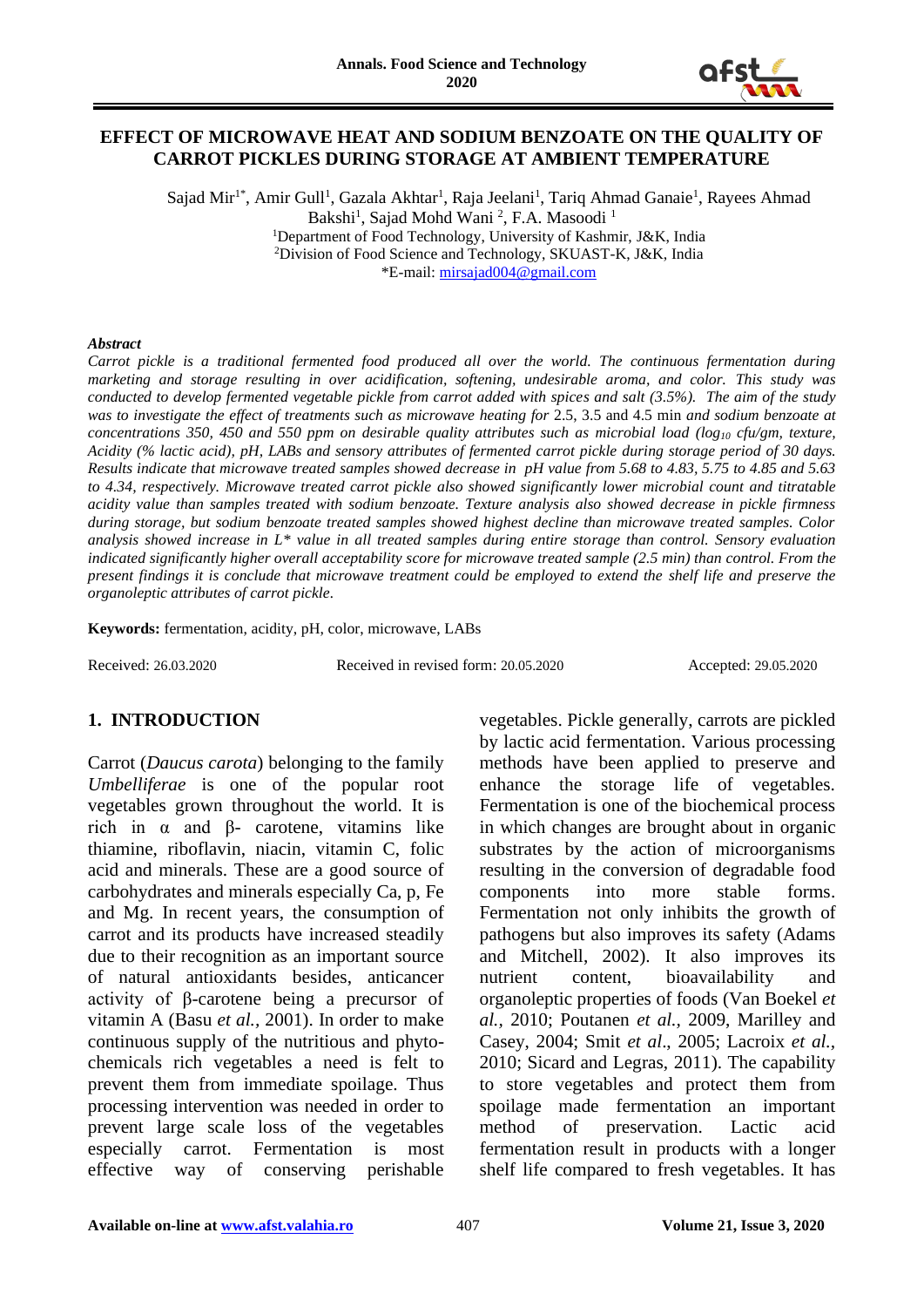# EFFECT OF MICROWAVE HEAT AND SODIUM BENZOATE ON THE QUALITY OF CARROT PICKLES DURING STORAGE AT AMBIENT TEMPERATURE

Sajad Mir[1*], Amir Gull[1], Gazala Akhtar[1], Raja Jeelani[1], Tariq Ahmad Ganaie[1], Rayees Ahmad Bakshi[1], Sajad Mohd Wani [2], F.A. Masoodi [1]

[1]Department of Food Technology, University of Kashmir, J&K, India
[2]Division of Food Science and Technology, SKUAST-K, J&K, India
*E-mail: mirsajad004@gmail.com

***Abstract***

*Carrot pickle is a traditional fermented food produced all over the world. The continuous fermentation during marketing and storage resulting in over acidification, softening, undesirable aroma, and color. This study was conducted to develop fermented vegetable pickle from carrot added with spices and salt (3.5%). The aim of the study was to investigate the effect of treatments such as microwave heating for* 2.5, 3.5 and 4.5 min *and sodium benzoate at concentrations 350, 450 and 550 ppm on desirable quality attributes such as microbial load (*$log_{10}$ *cfu/gm, texture, Acidity (% lactic acid), pH, LABs and sensory attributes of fermented carrot pickle during storage period of 30 days. Results indicate that microwave treated samples showed decrease in pH value from 5.68 to 4.83, 5.75 to 4.85 and 5.63 to 4.34, respectively. Microwave treated carrot pickle also showed significantly lower microbial count and titratable acidity value than samples treated with sodium benzoate. Texture analysis also showed decrease in pickle firmness during storage, but sodium benzoate treated samples showed highest decline than microwave treated samples. Color analysis showed increase in L* value in all treated samples during entire storage than control. Sensory evaluation indicated significantly higher overall acceptability score for microwave treated sample (2.5 min) than control. From the present findings it is conclude that microwave treatment could be employed to extend the shelf life and preserve the organoleptic attributes of carrot pickle.*

**Keywords:** fermentation, acidity, pH, color, microwave, LABs

Received: 26.03.2020 | Received in revised form: 20.05.2020 | Accepted: 29.05.2020

## 1. INTRODUCTION

Carrot (*Daucus carota*) belonging to the family *Umbelliferae* is one of the popular root vegetables grown throughout the world. It is rich in α and β- carotene, vitamins like thiamine, riboflavin, niacin, vitamin C, folic acid and minerals. These are a good source of carbohydrates and minerals especially Ca, p, Fe and Mg. In recent years, the consumption of carrot and its products have increased steadily due to their recognition as an important source of natural antioxidants besides, anticancer activity of β-carotene being a precursor of vitamin A (Basu *et al.,* 2001). In order to make continuous supply of the nutritious and phyto-chemicals rich vegetables a need is felt to prevent them from immediate spoilage. Thus processing intervention was needed in order to prevent large scale loss of the vegetables especially carrot. Fermentation is most effective way of conserving perishable vegetables. Pickle generally, carrots are pickled by lactic acid fermentation. Various processing methods have been applied to preserve and enhance the storage life of vegetables. Fermentation is one of the biochemical process in which changes are brought about in organic substrates by the action of microorganisms resulting in the conversion of degradable food components into more stable forms. Fermentation not only inhibits the growth of pathogens but also improves its safety (Adams and Mitchell, 2002). It also improves its nutrient content, bioavailability and organoleptic properties of foods (Van Boekel *et al.,* 2010; Poutanen *et al.*, 2009, Marilley and Casey, 2004; Smit *et al*., 2005; Lacroix *et al.*, 2010; Sicard and Legras, 2011). The capability to store vegetables and protect them from spoilage made fermentation an important method of preservation. Lactic acid fermentation result in products with a longer shelf life compared to fresh vegetables. It has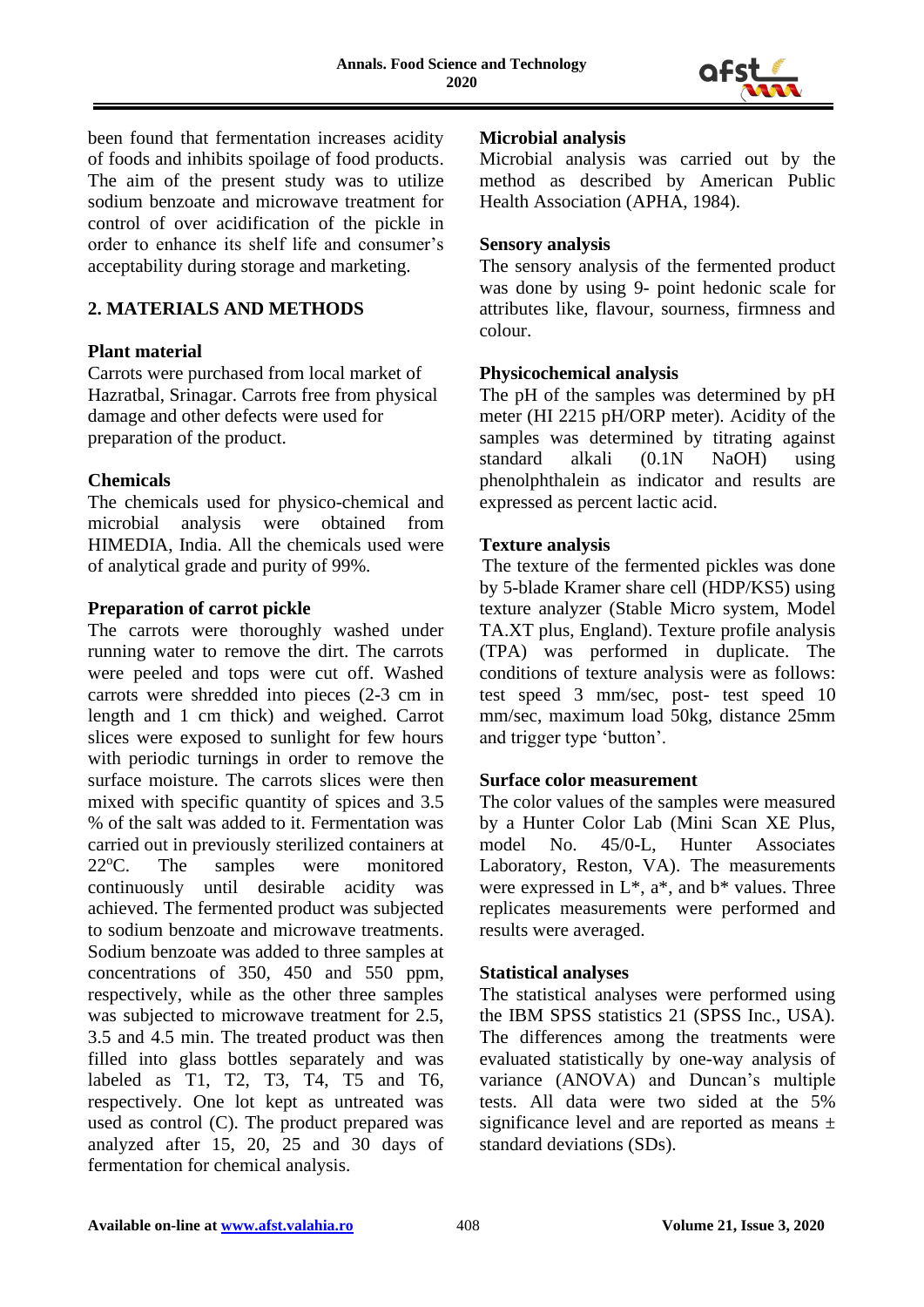been found that fermentation increases acidity of foods and inhibits spoilage of food products. The aim of the present study was to utilize sodium benzoate and microwave treatment for control of over acidification of the pickle in order to enhance its shelf life and consumer's acceptability during storage and marketing.

## 2. MATERIALS AND METHODS

### Plant material

Carrots were purchased from local market of Hazratbal, Srinagar. Carrots free from physical damage and other defects were used for preparation of the product.

### Chemicals

The chemicals used for physico-chemical and microbial analysis were obtained from HIMEDIA, India. All the chemicals used were of analytical grade and purity of 99%.

### Preparation of carrot pickle

The carrots were thoroughly washed under running water to remove the dirt. The carrots were peeled and tops were cut off. Washed carrots were shredded into pieces (2-3 cm in length and 1 cm thick) and weighed. Carrot slices were exposed to sunlight for few hours with periodic turnings in order to remove the surface moisture. The carrots slices were then mixed with specific quantity of spices and 3.5 % of the salt was added to it. Fermentation was carried out in previously sterilized containers at 22ºC. The samples were monitored continuously until desirable acidity was achieved. The fermented product was subjected to sodium benzoate and microwave treatments. Sodium benzoate was added to three samples at concentrations of 350, 450 and 550 ppm, respectively, while as the other three samples was subjected to microwave treatment for 2.5, 3.5 and 4.5 min. The treated product was then filled into glass bottles separately and was labeled as T1, T2, T3, T4, T5 and T6, respectively. One lot kept as untreated was used as control (C). The product prepared was analyzed after 15, 20, 25 and 30 days of fermentation for chemical analysis.

### Microbial analysis

Microbial analysis was carried out by the method as described by American Public Health Association (APHA, 1984).

### Sensory analysis

The sensory analysis of the fermented product was done by using 9- point hedonic scale for attributes like, flavour, sourness, firmness and colour.

### Physicochemical analysis

The pH of the samples was determined by pH meter (HI 2215 pH/ORP meter). Acidity of the samples was determined by titrating against standard alkali (0.1N NaOH) using phenolphthalein as indicator and results are expressed as percent lactic acid.

### Texture analysis

The texture of the fermented pickles was done by 5-blade Kramer share cell (HDP/KS5) using texture analyzer (Stable Micro system, Model TA.XT plus, England). Texture profile analysis (TPA) was performed in duplicate. The conditions of texture analysis were as follows: test speed 3 mm/sec, post- test speed 10 mm/sec, maximum load 50kg, distance 25mm and trigger type 'button'.

### Surface color measurement

The color values of the samples were measured by a Hunter Color Lab (Mini Scan XE Plus, model No. 45/0-L, Hunter Associates Laboratory, Reston, VA). The measurements were expressed in $L^*$, $a^*$, and $b^*$ values. Three replicates measurements were performed and results were averaged.

### Statistical analyses

The statistical analyses were performed using the IBM SPSS statistics 21 (SPSS Inc., USA). The differences among the treatments were evaluated statistically by one-way analysis of variance (ANOVA) and Duncan's multiple tests. All data were two sided at the 5% significance level and are reported as means ± standard deviations (SDs).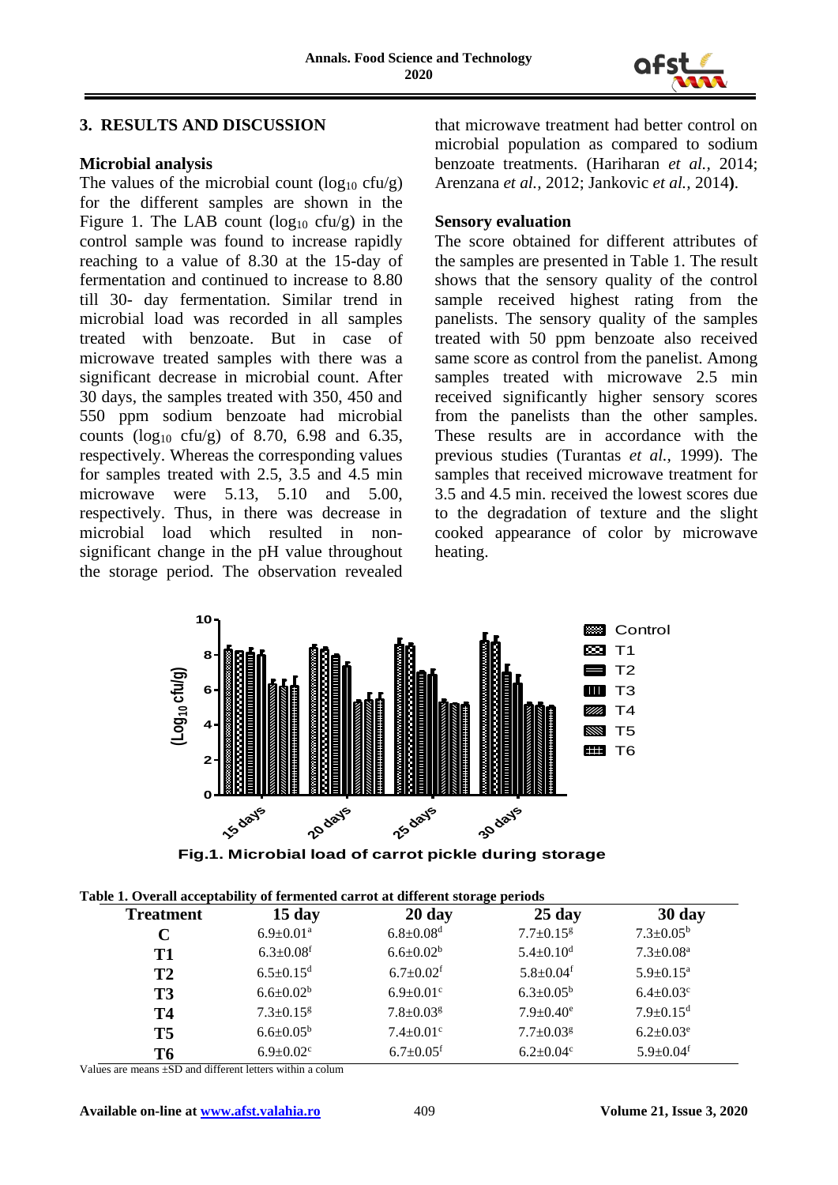## 3. RESULTS AND DISCUSSION

### Microbial analysis

The values of the microbial count ($\log_{10}$ cfu/g) for the different samples are shown in the Figure 1. The LAB count ($\log_{10}$ cfu/g) in the control sample was found to increase rapidly reaching to a value of 8.30 at the 15-day of fermentation and continued to increase to 8.80 till 30- day fermentation. Similar trend in microbial load was recorded in all samples treated with benzoate. But in case of microwave treated samples with there was a significant decrease in microbial count. After 30 days, the samples treated with 350, 450 and 550 ppm sodium benzoate had microbial counts ($\log_{10}$ cfu/g) of 8.70, 6.98 and 6.35, respectively. Whereas the corresponding values for samples treated with 2.5, 3.5 and 4.5 min microwave were 5.13, 5.10 and 5.00, respectively. Thus, in there was decrease in microbial load which resulted in non-significant change in the pH value throughout the storage period. The observation revealed that microwave treatment had better control on microbial population as compared to sodium benzoate treatments. (Hariharan *et al.,* 2014; Arenzana *et al.,* 2012; Jankovic *et al.,* 2014**)**.

### Sensory evaluation

The score obtained for different attributes of the samples are presented in Table 1. The result shows that the sensory quality of the control sample received highest rating from the panelists. The sensory quality of the samples treated with 50 ppm benzoate also received same score as control from the panelist. Among samples treated with microwave 2.5 min received significantly higher sensory scores from the panelists than the other samples. These results are in accordance with the previous studies (Turantas *et al.,* 1999). The samples that received microwave treatment for 3.5 and 4.5 min. received the lowest scores due to the degradation of texture and the slight cooked appearance of color by microwave heating.

**Fig.1. Microbial load of carrot pickle during storage**

**Table 1. Overall acceptability of fermented carrot at different storage periods**

| Treatment | 15 day | 20 day | 25 day | 30 day |
|---|---|---|---|---|
| **C** | $6.9\pm0.01^{a}$ | $6.8\pm0.08^{d}$ | $7.7\pm0.15^{g}$ | $7.3\pm0.05^{b}$ |
| **T1** | $6.3\pm0.08^{f}$ | $6.6\pm0.02^{b}$ | $5.4\pm0.10^{d}$ | $7.3\pm0.08^{a}$ |
| **T2** | $6.5\pm0.15^{d}$ | $6.7\pm0.02^{f}$ | $5.8\pm0.04^{f}$ | $5.9\pm0.15^{a}$ |
| **T3** | $6.6\pm0.02^{b}$ | $6.9\pm0.01^{c}$ | $6.3\pm0.05^{b}$ | $6.4\pm0.03^{c}$ |
| **T4** | $7.3\pm0.15^{g}$ | $7.8\pm0.03^{g}$ | $7.9\pm0.40^{e}$ | $7.9\pm0.15^{d}$ |
| **T5** | $6.6\pm0.05^{b}$ | $7.4\pm0.01^{c}$ | $7.7\pm0.03^{g}$ | $6.2\pm0.03^{e}$ |
| **T6** | $6.9\pm0.02^{c}$ | $6.7\pm0.05^{f}$ | $6.2\pm0.04^{c}$ | $5.9\pm0.04^{f}$ |

Values are means ±SD and different letters within a colum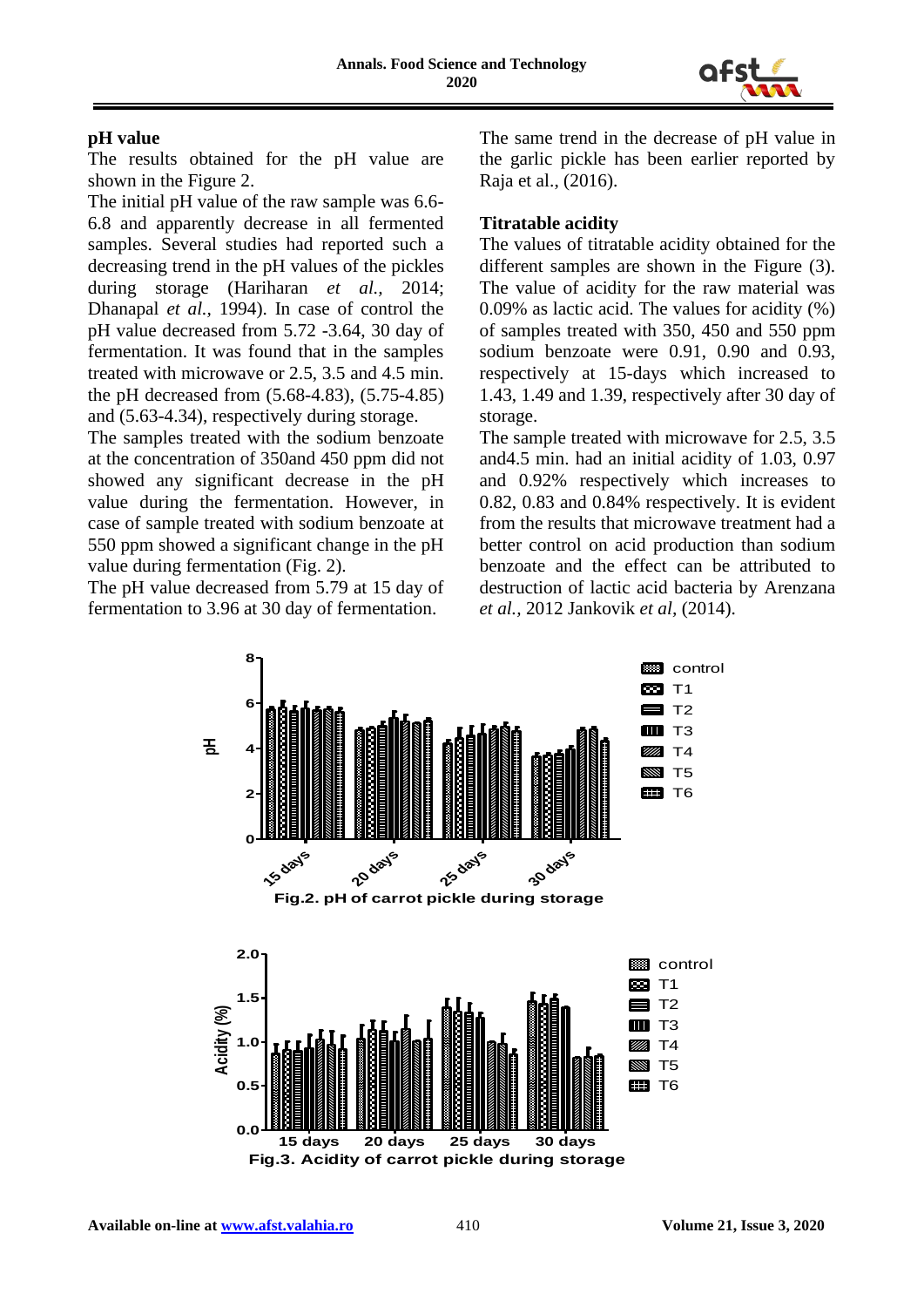**pH value**

The results obtained for the pH value are shown in the Figure 2.

The initial pH value of the raw sample was 6.6-6.8 and apparently decrease in all fermented samples. Several studies had reported such a decreasing trend in the pH values of the pickles during storage (Hariharan *et al.,* 2014; Dhanapal *et al.,* 1994). In case of control the pH value decreased from 5.72 -3.64, 30 day of fermentation. It was found that in the samples treated with microwave or 2.5, 3.5 and 4.5 min. the pH decreased from (5.68-4.83), (5.75-4.85) and (5.63-4.34), respectively during storage.

The samples treated with the sodium benzoate at the concentration of 350and 450 ppm did not showed any significant decrease in the pH value during the fermentation. However, in case of sample treated with sodium benzoate at 550 ppm showed a significant change in the pH value during fermentation (Fig. 2).

The pH value decreased from 5.79 at 15 day of fermentation to 3.96 at 30 day of fermentation.

The same trend in the decrease of pH value in the garlic pickle has been earlier reported by Raja et al., (2016).

**Titratable acidity**

The values of titratable acidity obtained for the different samples are shown in the Figure (3). The value of acidity for the raw material was 0.09% as lactic acid. The values for acidity (%) of samples treated with 350, 450 and 550 ppm sodium benzoate were 0.91, 0.90 and 0.93, respectively at 15-days which increased to 1.43, 1.49 and 1.39, respectively after 30 day of storage.

The sample treated with microwave for 2.5, 3.5 and4.5 min. had an initial acidity of 1.03, 0.97 and 0.92% respectively which increases to 0.82, 0.83 and 0.84% respectively. It is evident from the results that microwave treatment had a better control on acid production than sodium benzoate and the effect can be attributed to destruction of lactic acid bacteria by Arenzana *et al.,* 2012 Jankovik *et al,* (2014).

**Fig.2. pH of carrot pickle during storage**

**Fig.3. Acidity of carrot pickle during storage**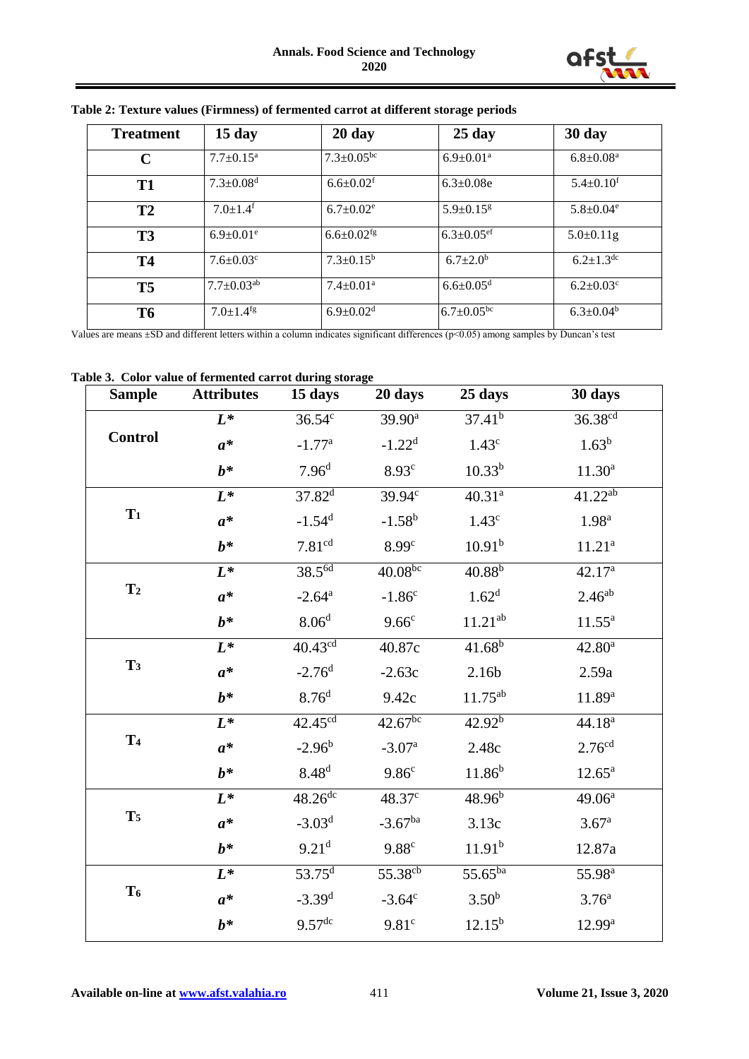**Table 2: Texture values (Firmness) of fermented carrot at different storage periods**

| Treatment | 15 day | 20 day | 25 day | 30 day |
|---|---|---|---|---|
| C | 7.7±0.15$^{a}$ | 7.3±0.05$^{bc}$ | 6.9±0.01$^{a}$ | 6.8±0.08$^{a}$ |
| T1 | 7.3±0.08$^{d}$ | 6.6±0.02$^{f}$ | 6.3±0.08e | 5.4±0.10$^{f}$ |
| T2 | 7.0±1.4$^{f}$ | 6.7±0.02$^{e}$ | 5.9±0.15$^{g}$ | 5.8±0.04$^{e}$ |
| T3 | 6.9±0.01$^{e}$ | 6.6±0.02$^{fg}$ | 6.3±0.05$^{ef}$ | 5.0±0.11g |
| T4 | 7.6±0.03$^{c}$ | 7.3±0.15$^{b}$ | 6.7±2.0$^{b}$ | 6.2±1.3$^{dc}$ |
| T5 | 7.7±0.03$^{ab}$ | 7.4±0.01$^{a}$ | 6.6±0.05$^{d}$ | 6.2±0.03$^{c}$ |
| T6 | 7.0±1.4$^{fg}$ | 6.9±0.02$^{d}$ | 6.7±0.05$^{bc}$ | 6.3±0.04$^{b}$ |

Values are means ±SD and different letters within a column indicates significant differences ($p<0.05$) among samples by Duncan's test

**Table 3. Color value of fermented carrot during storage**

| Sample | Attributes | 15 days | 20 days | 25 days | 30 days |
|---|---|---|---|---|---|
| Control | *L** | 36.54$^{c}$ | 39.90$^{a}$ | 37.41$^{b}$ | 36.38$^{cd}$ |
| | *a** | -1.77$^{a}$ | -1.22$^{d}$ | 1.43$^{c}$ | 1.63$^{b}$ |
| | *b** | 7.96$^{d}$ | 8.93$^{c}$ | 10.33$^{b}$ | 11.30$^{a}$ |
| $T_1$ | *L** | 37.82$^{d}$ | 39.94$^{c}$ | 40.31$^{a}$ | 41.22$^{ab}$ |
| | *a** | -1.54$^{d}$ | -1.58$^{b}$ | 1.43$^{c}$ | 1.98$^{a}$ |
| | *b** | 7.81$^{cd}$ | 8.99$^{c}$ | 10.91$^{b}$ | 11.21$^{a}$ |
| $T_2$ | *L** | 38.5$^{6d}$ | 40.08$^{bc}$ | 40.88$^{b}$ | 42.17$^{a}$ |
| | *a** | -2.64$^{a}$ | -1.86$^{c}$ | 1.62$^{d}$ | 2.46$^{ab}$ |
| | *b** | 8.06$^{d}$ | 9.66$^{c}$ | 11.21$^{ab}$ | 11.55$^{a}$ |
| $T_3$ | *L** | 40.43$^{cd}$ | 40.87c | 41.68$^{b}$ | 42.80$^{a}$ |
| | *a** | -2.76$^{d}$ | -2.63c | 2.16b | 2.59a |
| | *b** | 8.76$^{d}$ | 9.42c | 11.75$^{ab}$ | 11.89$^{a}$ |
| $T_4$ | *L** | 42.45$^{cd}$ | 42.67$^{bc}$ | 42.92$^{b}$ | 44.18$^{a}$ |
| | *a** | -2.96$^{b}$ | -3.07$^{a}$ | 2.48c | 2.76$^{cd}$ |
| | *b** | 8.48$^{d}$ | 9.86$^{c}$ | 11.86$^{b}$ | 12.65$^{a}$ |
| $T_5$ | *L** | 48.26$^{dc}$ | 48.37$^{c}$ | 48.96$^{b}$ | 49.06$^{a}$ |
| | *a** | -3.03$^{d}$ | -3.67$^{ba}$ | 3.13c | 3.67$^{a}$ |
| | *b** | 9.21$^{d}$ | 9.88$^{c}$ | 11.91$^{b}$ | 12.87a |
| $T_6$ | *L** | 53.75$^{d}$ | 55.38$^{cb}$ | 55.65$^{ba}$ | 55.98$^{a}$ |
| | *a** | -3.39$^{d}$ | -3.64$^{c}$ | 3.50$^{b}$ | 3.76$^{a}$ |
| | *b** | 9.57$^{dc}$ | 9.81$^{c}$ | 12.15$^{b}$ | 12.99$^{a}$ |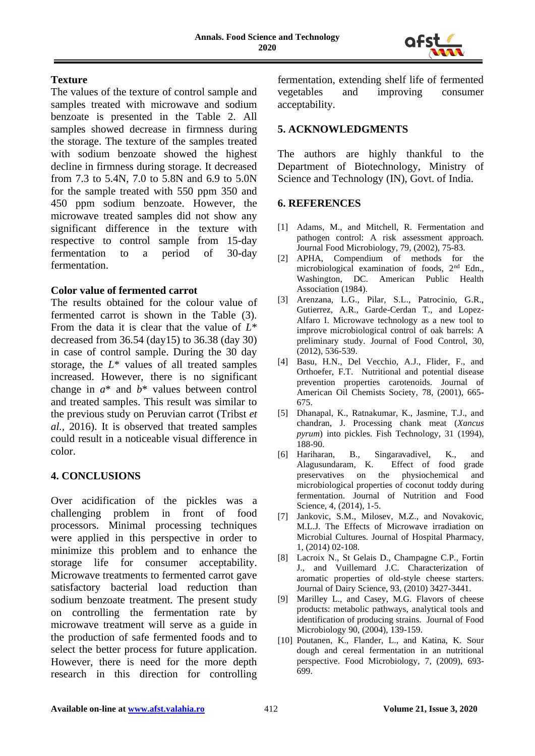**Texture**

The values of the texture of control sample and samples treated with microwave and sodium benzoate is presented in the Table 2. All samples showed decrease in firmness during the storage. The texture of the samples treated with sodium benzoate showed the highest decline in firmness during storage. It decreased from 7.3 to 5.4N, 7.0 to 5.8N and 6.9 to 5.0N for the sample treated with 550 ppm 350 and 450 ppm sodium benzoate. However, the microwave treated samples did not show any significant difference in the texture with respective to control sample from 15-day fermentation to a period of 30-day fermentation.

**Color value of fermented carrot**

The results obtained for the colour value of fermented carrot is shown in the Table (3). From the data it is clear that the value of *L*\* decreased from 36.54 (day15) to 36.38 (day 30) in case of control sample. During the 30 day storage, the *L*\* values of all treated samples increased. However, there is no significant change in *a*\* and *b*\* values between control and treated samples. This result was similar to the previous study on Peruvian carrot (Tribst *et al.,* 2016). It is observed that treated samples could result in a noticeable visual difference in color.

## 4. CONCLUSIONS

Over acidification of the pickles was a challenging problem in front of food processors. Minimal processing techniques were applied in this perspective in order to minimize this problem and to enhance the storage life for consumer acceptability. Microwave treatments to fermented carrot gave satisfactory bacterial load reduction than sodium benzoate treatment. The present study on controlling the fermentation rate by microwave treatment will serve as a guide in the production of safe fermented foods and to select the better process for future application. However, there is need for the more depth research in this direction for controlling fermentation, extending shelf life of fermented vegetables and improving consumer acceptability.

## 5. ACKNOWLEDGMENTS

The authors are highly thankful to the Department of Biotechnology, Ministry of Science and Technology (IN), Govt. of India.

## 6. REFERENCES

[1] Adams, M., and Mitchell, R. Fermentation and pathogen control: A risk assessment approach. Journal Food Microbiology, 79, (2002), 75-83.

[2] APHA, Compendium of methods for the microbiological examination of foods, 2nd Edn., Washington, DC. American Public Health Association (1984).

[3] Arenzana, L.G., Pilar, S.L., Patrocinio, G.R., Gutierrez, A.R., Garde-Cerdan T., and Lopez-Alfaro I. Microwave technology as a new tool to improve microbiological control of oak barrels: A preliminary study. Journal of Food Control, 30, (2012), 536-539.

[4] Basu, H.N., Del Vecchio, A.J., Flider, F., and Orthoefer, F.T. Nutritional and potential disease prevention properties carotenoids. Journal of American Oil Chemists Society, 78, (2001), 665-675.

[5] Dhanapal, K., Ratnakumar, K., Jasmine, T.J., and chandran, J. Processing chank meat (*Xancus pyrum*) into pickles. Fish Technology, 31 (1994), 188-90.

[6] Hariharan, B., Singaravadivel, K., and Alagusundaram, K. Effect of food grade preservatives on the physiochemical and microbiological properties of coconut toddy during fermentation. Journal of Nutrition and Food Science, 4, (2014), 1-5.

[7] Jankovic, S.M., Milosev, M.Z., and Novakovic, M.L.J. The Effects of Microwave irradiation on Microbial Cultures. Journal of Hospital Pharmacy, 1, (2014) 02-108.

[8] Lacroix N., St Gelais D., Champagne C.P., Fortin J., and Vuillemard J.C. Characterization of aromatic properties of old-style cheese starters. Journal of Dairy Science, 93, (2010) 3427-3441.

[9] Marilley L., and Casey, M.G. Flavors of cheese products: metabolic pathways, analytical tools and identification of producing strains. Journal of Food Microbiology 90, (2004), 139-159.

[10] Poutanen, K., Flander, L., and Katina, K. Sour dough and cereal fermentation in an nutritional perspective. Food Microbiology, 7, (2009), 693-699.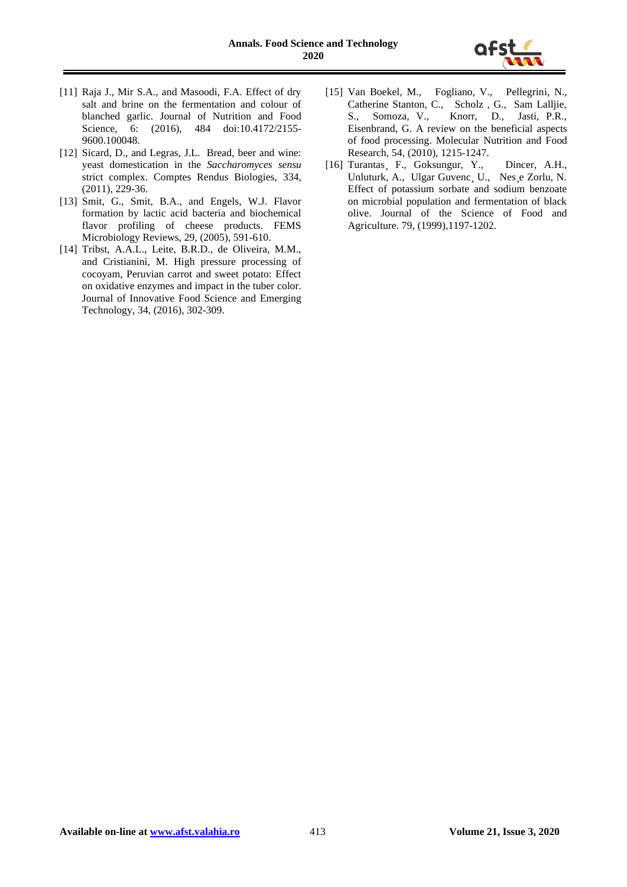[11] Raja J., Mir S.A., and Masoodi, F.A. Effect of dry salt and brine on the fermentation and colour of blanched garlic. Journal of Nutrition and Food Science, 6: (2016), 484 doi:10.4172/2155-9600.100048.

[12] Sicard, D., and Legras, J.L. Bread, beer and wine: yeast domestication in the *Saccharomyces sensu* strict complex. Comptes Rendus Biologies, 334, (2011), 229-36.

[13] Smit, G., Smit, B.A., and Engels, W.J. Flavor formation by lactic acid bacteria and biochemical flavor profiling of cheese products. FEMS Microbiology Reviews, 29, (2005), 591-610.

[14] Tribst, A.A.L., Leite, B.R.D., de Oliveira, M.M., and Cristianini, M. High pressure processing of cocoyam, Peruvian carrot and sweet potato: Effect on oxidative enzymes and impact in the tuber color. Journal of Innovative Food Science and Emerging Technology, 34, (2016), 302-309.

[15] Van Boekel, M., Fogliano, V., Pellegrini, N., Catherine Stanton, C., Scholz , G., Sam Lalljie, S., Somoza, V., Knorr, D., Jasti, P.R., Eisenbrand, G. A review on the beneficial aspects of food processing. Molecular Nutrition and Food Research, 54, (2010), 1215-1247.

[16] Turantas¸ F., Goksungur, Y., Dincer, A.H., Unluturk, A., Ulgar Guvenc¸ U., Nes¸e Zorlu, N. Effect of potassium sorbate and sodium benzoate on microbial population and fermentation of black olive. Journal of the Science of Food and Agriculture. 79, (1999),1197-1202.